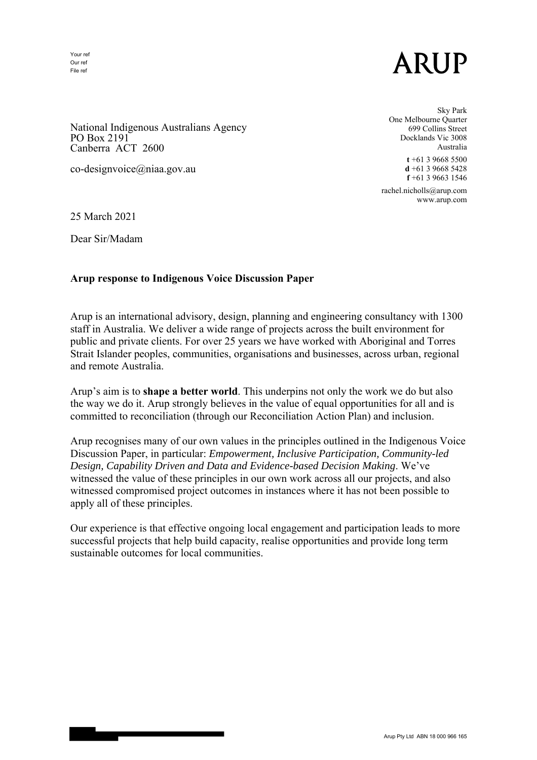Your ref
Our ref
File ref

ARUP

National Indigenous Australians Agency
PO Box 2191
Canberra ACT 2600

co-designvoice@niaa.gov.au

Sky Park
One Melbourne Quarter
699 Collins Street
Docklands Vic 3008
Australia

**t** +61 3 9668 5500
**d** +61 3 9668 5428
**f** +61 3 9663 1546

rachel.nicholls@arup.com
www.arup.com

25 March 2021

Dear Sir/Madam

**Arup response to Indigenous Voice Discussion Paper**

Arup is an international advisory, design, planning and engineering consultancy with 1300 staff in Australia. We deliver a wide range of projects across the built environment for public and private clients. For over 25 years we have worked with Aboriginal and Torres Strait Islander peoples, communities, organisations and businesses, across urban, regional and remote Australia.

Arup's aim is to **shape a better world**. This underpins not only the work we do but also the way we do it. Arup strongly believes in the value of equal opportunities for all and is committed to reconciliation (through our Reconciliation Action Plan) and inclusion.

Arup recognises many of our own values in the principles outlined in the Indigenous Voice Discussion Paper, in particular: *Empowerment, Inclusive Participation, Community-led Design, Capability Driven and Data and Evidence-based Decision Making*. We've witnessed the value of these principles in our own work across all our projects, and also witnessed compromised project outcomes in instances where it has not been possible to apply all of these principles.

Our experience is that effective ongoing local engagement and participation leads to more successful projects that help build capacity, realise opportunities and provide long term sustainable outcomes for local communities.

Arup Pty Ltd ABN 18 000 966 165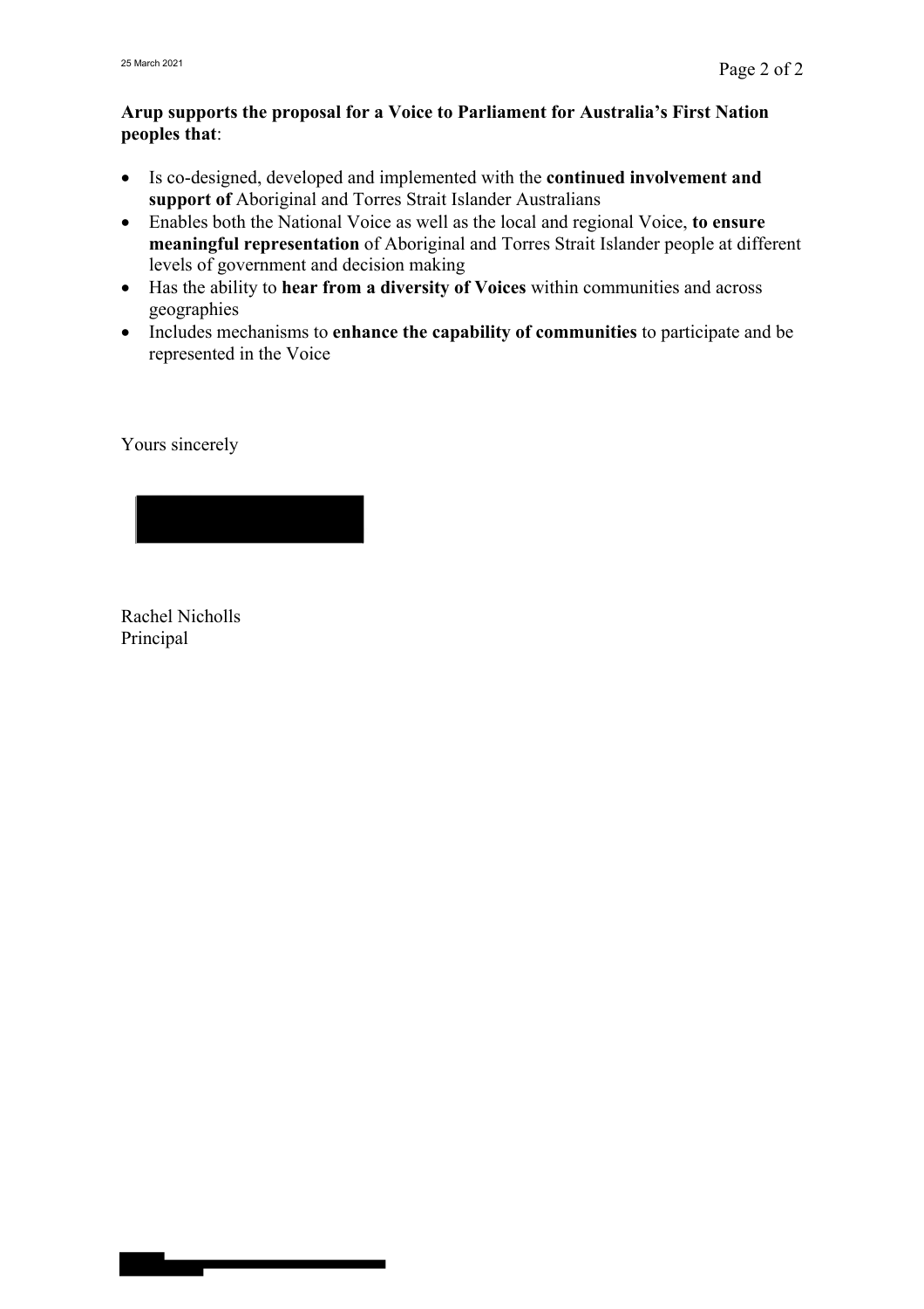**Arup supports the proposal for a Voice to Parliament for Australia's First Nation peoples that**:

- Is co-designed, developed and implemented with the **continued involvement and support of** Aboriginal and Torres Strait Islander Australians
- Enables both the National Voice as well as the local and regional Voice, **to ensure meaningful representation** of Aboriginal and Torres Strait Islander people at different levels of government and decision making
- Has the ability to **hear from a diversity of Voices** within communities and across geographies
- Includes mechanisms to **enhance the capability of communities** to participate and be represented in the Voice

Yours sincerely

Rachel Nicholls
Principal